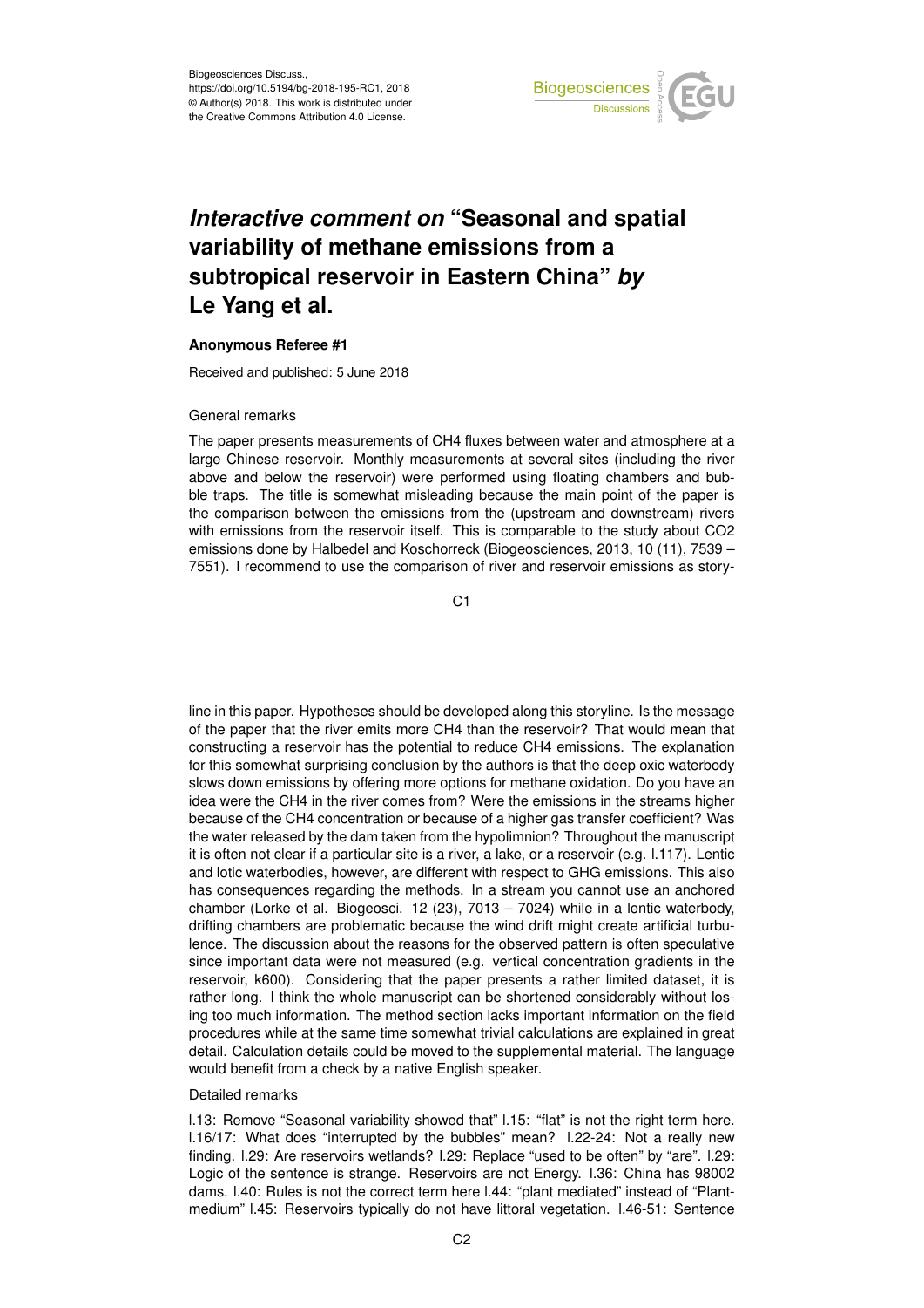Biogeosciences Discuss.,
https://doi.org/10.5194/bg-2018-195-RC1, 2018
© Author(s) 2018. This work is distributed under
the Creative Commons Attribution 4.0 License.

# *Interactive comment on* "Seasonal and spatial variability of methane emissions from a subtropical reservoir in Eastern China" *by* Le Yang et al.

**Anonymous Referee #1**

Received and published: 5 June 2018

General remarks

The paper presents measurements of $CH_4$ fluxes between water and atmosphere at a large Chinese reservoir. Monthly measurements at several sites (including the river above and below the reservoir) were performed using floating chambers and bubble traps. The title is somewhat misleading because the main point of the paper is the comparison between the emissions from the (upstream and downstream) rivers with emissions from the reservoir itself. This is comparable to the study about $CO_2$ emissions done by Halbedel and Koschorreck (Biogeosciences, 2013, 10 (11), 7539 – 7551). I recommend to use the comparison of river and reservoir emissions as storyline in this paper. Hypotheses should be developed along this storyline. Is the message of the paper that the river emits more $CH_4$ than the reservoir? That would mean that constructing a reservoir has the potential to reduce $CH_4$ emissions. The explanation for this somewhat surprising conclusion by the authors is that the deep oxic waterbody slows down emissions by offering more options for methane oxidation. Do you have an idea were the $CH_4$ in the river comes from? Were the emissions in the streams higher because of the $CH_4$ concentration or because of a higher gas transfer coefficient? Was the water released by the dam taken from the hypolimnion? Throughout the manuscript it is often not clear if a particular site is a river, a lake, or a reservoir (e.g. l.117). Lentic and lotic waterbodies, however, are different with respect to GHG emissions. This also has consequences regarding the methods. In a stream you cannot use an anchored chamber (Lorke et al. Biogeosci. 12 (23), 7013 – 7024) while in a lentic waterbody, drifting chambers are problematic because the wind drift might create artificial turbulence. The discussion about the reasons for the observed pattern is often speculative since important data were not measured (e.g. vertical concentration gradients in the reservoir, k600). Considering that the paper presents a rather limited dataset, it is rather long. I think the whole manuscript can be shortened considerably without losing too much information. The method section lacks important information on the field procedures while at the same time somewhat trivial calculations are explained in great detail. Calculation details could be moved to the supplemental material. The language would benefit from a check by a native English speaker.

Detailed remarks

l.13: Remove "Seasonal variability showed that" l.15: "flat" is not the right term here. l.16/17: What does "interrupted by the bubbles" mean? l.22-24: Not a really new finding. l.29: Are reservoirs wetlands? l.29: Replace "used to be often" by "are". l.29: Logic of the sentence is strange. Reservoirs are not Energy. l.36: China has 98002 dams. l.40: Rules is not the correct term here l.44: "plant mediated" instead of "Plant-medium" l.45: Reservoirs typically do not have littoral vegetation. l.46-51: Sentence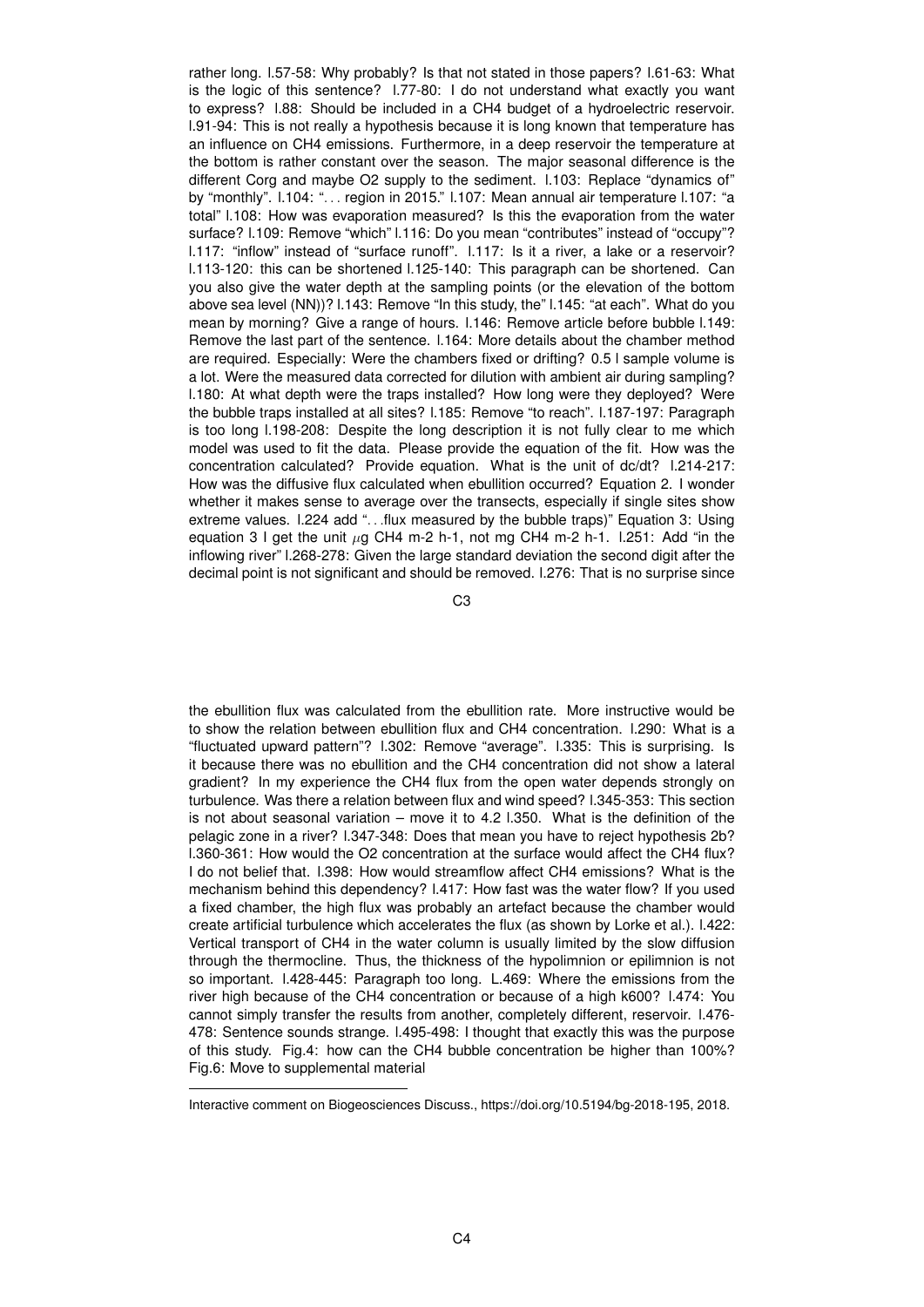rather long. l.57-58: Why probably? Is that not stated in those papers? l.61-63: What is the logic of this sentence? l.77-80: I do not understand what exactly you want to express? l.88: Should be included in a $CH_4$ budget of a hydroelectric reservoir. l.91-94: This is not really a hypothesis because it is long known that temperature has an influence on $CH_4$ emissions. Furthermore, in a deep reservoir the temperature at the bottom is rather constant over the season. The major seasonal difference is the different $C_{org}$ and maybe $O_2$ supply to the sediment. l.103: Replace "dynamics of" by "monthly". l.104: ". . . region in 2015." l.107: Mean annual air temperature l.107: "a total" l.108: How was evaporation measured? Is this the evaporation from the water surface? l.109: Remove "which" l.116: Do you mean "contributes" instead of "occupy"? l.117: "inflow" instead of "surface runoff". l.117: Is it a river, a lake or a reservoir? l.113-120: this can be shortened l.125-140: This paragraph can be shortened. Can you also give the water depth at the sampling points (or the elevation of the bottom above sea level (NN))? l.143: Remove "In this study, the" l.145: "at each". What do you mean by morning? Give a range of hours. l.146: Remove article before bubble l.149: Remove the last part of the sentence. l.164: More details about the chamber method are required. Especially: Were the chambers fixed or drifting? 0.5 l sample volume is a lot. Were the measured data corrected for dilution with ambient air during sampling? l.180: At what depth were the traps installed? How long were they deployed? Were the bubble traps installed at all sites? l.185: Remove "to reach". l.187-197: Paragraph is too long l.198-208: Despite the long description it is not fully clear to me which model was used to fit the data. Please provide the equation of the fit. How was the concentration calculated? Provide equation. What is the unit of dc/dt? l.214-217: How was the diffusive flux calculated when ebullition occurred? Equation 2. I wonder whether it makes sense to average over the transects, especially if single sites show extreme values. l.224 add ". . .flux measured by the bubble traps)" Equation 3: Using equation 3 I get the unit $\mu$g $CH_4$ $m^{-2}$ $h^{-1}$, not mg $CH_4$ $m^{-2}$ $h^{-1}$. l.251: Add "in the inflowing river" l.268-278: Given the large standard deviation the second digit after the decimal point is not significant and should be removed. l.276: That is no surprise since the ebullition flux was calculated from the ebullition rate. More instructive would be to show the relation between ebullition flux and $CH_4$ concentration. l.290: What is a "fluctuated upward pattern"? l.302: Remove "average". l.335: This is surprising. Is it because there was no ebullition and the $CH_4$ concentration did not show a lateral gradient? In my experience the $CH_4$ flux from the open water depends strongly on turbulence. Was there a relation between flux and wind speed? l.345-353: This section is not about seasonal variation – move it to 4.2 l.350. What is the definition of the pelagic zone in a river? l.347-348: Does that mean you have to reject hypothesis 2b? l.360-361: How would the $O_2$ concentration at the surface would affect the $CH_4$ flux? I do not belief that. l.398: How would streamflow affect $CH_4$ emissions? What is the mechanism behind this dependency? l.417: How fast was the water flow? If you used a fixed chamber, the high flux was probably an artefact because the chamber would create artificial turbulence which accelerates the flux (as shown by Lorke et al.). l.422: Vertical transport of $CH_4$ in the water column is usually limited by the slow diffusion through the thermocline. Thus, the thickness of the hypolimnion or epilimnion is not so important. l.428-445: Paragraph too long. L.469: Where the emissions from the river high because of the $CH_4$ concentration or because of a high k600? l.474: You cannot simply transfer the results from another, completely different, reservoir. l.476-478: Sentence sounds strange. l.495-498: I thought that exactly this was the purpose of this study. Fig.4: how can the $CH_4$ bubble concentration be higher than 100%? Fig.6: Move to supplemental material

---

Interactive comment on Biogeosciences Discuss., https://doi.org/10.5194/bg-2018-195, 2018.